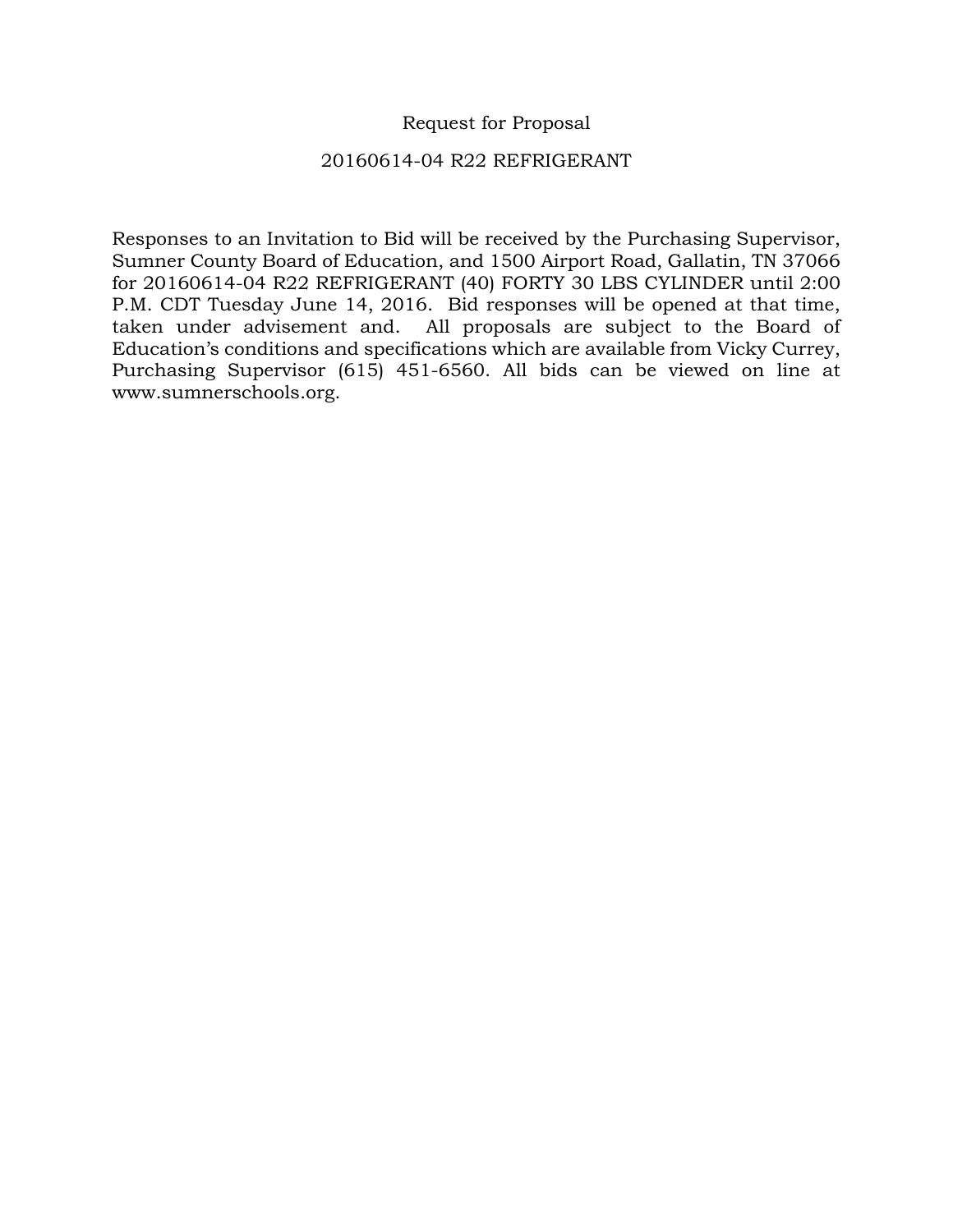# Request for Proposal

## 20160614-04 R22 REFRIGERANT

Responses to an Invitation to Bid will be received by the Purchasing Supervisor, Sumner County Board of Education, and 1500 Airport Road, Gallatin, TN 37066 for 20160614-04 R22 REFRIGERANT (40) FORTY 30 LBS CYLINDER until 2:00 P.M. CDT Tuesday June 14, 2016. Bid responses will be opened at that time, taken under advisement and. All proposals are subject to the Board of Education's conditions and specifications which are available from Vicky Currey, Purchasing Supervisor (615) 451-6560. All bids can be viewed on line at www.sumnerschools.org.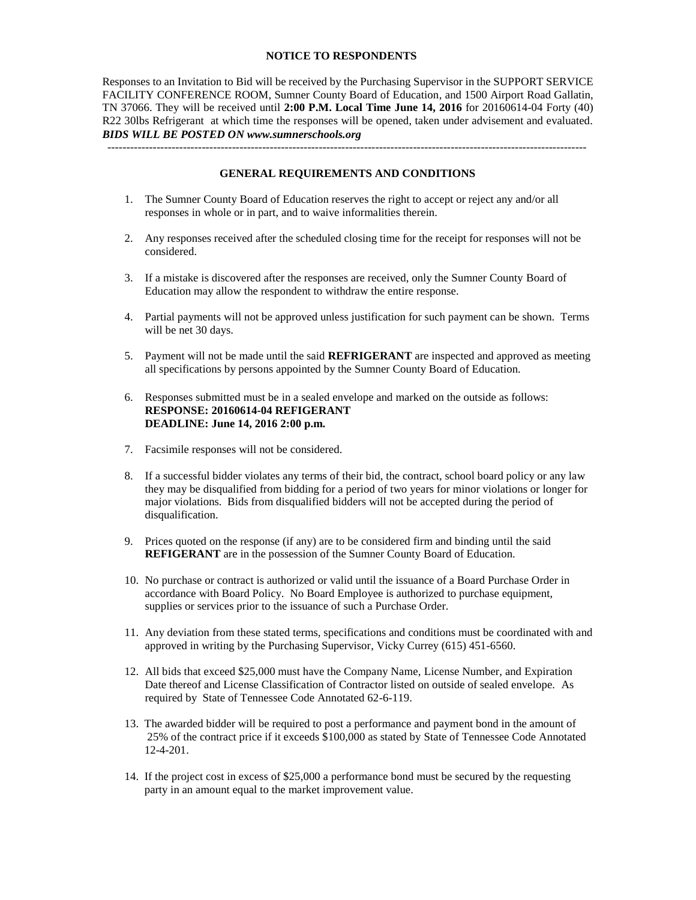## NOTICE TO RESPONDENTS

Responses to an Invitation to Bid will be received by the Purchasing Supervisor in the SUPPORT SERVICE FACILITY CONFERENCE ROOM, Sumner County Board of Education, and 1500 Airport Road Gallatin, TN 37066. They will be received until **2:00 P.M. Local Time June 14, 2016** for 20160614-04 Forty (40) R22 30lbs Refrigerant at which time the responses will be opened, taken under advisement and evaluated. ***BIDS WILL BE POSTED ON www.sumnerschools.org***

---

## GENERAL REQUIREMENTS AND CONDITIONS

1. The Sumner County Board of Education reserves the right to accept or reject any and/or all responses in whole or in part, and to waive informalities therein.

2. Any responses received after the scheduled closing time for the receipt for responses will not be considered.

3. If a mistake is discovered after the responses are received, only the Sumner County Board of Education may allow the respondent to withdraw the entire response.

4. Partial payments will not be approved unless justification for such payment can be shown. Terms will be net 30 days.

5. Payment will not be made until the said **REFRIGERANT** are inspected and approved as meeting all specifications by persons appointed by the Sumner County Board of Education.

6. Responses submitted must be in a sealed envelope and marked on the outside as follows:
   **RESPONSE: 20160614-04 REFIGERANT**
   **DEADLINE: June 14, 2016 2:00 p.m.**

7. Facsimile responses will not be considered.

8. If a successful bidder violates any terms of their bid, the contract, school board policy or any law they may be disqualified from bidding for a period of two years for minor violations or longer for major violations. Bids from disqualified bidders will not be accepted during the period of disqualification.

9. Prices quoted on the response (if any) are to be considered firm and binding until the said **REFIGERANT** are in the possession of the Sumner County Board of Education.

10. No purchase or contract is authorized or valid until the issuance of a Board Purchase Order in accordance with Board Policy. No Board Employee is authorized to purchase equipment, supplies or services prior to the issuance of such a Purchase Order.

11. Any deviation from these stated terms, specifications and conditions must be coordinated with and approved in writing by the Purchasing Supervisor, Vicky Currey (615) 451-6560.

12. All bids that exceed $25,000 must have the Company Name, License Number, and Expiration Date thereof and License Classification of Contractor listed on outside of sealed envelope. As required by State of Tennessee Code Annotated 62-6-119.

13. The awarded bidder will be required to post a performance and payment bond in the amount of 25% of the contract price if it exceeds $100,000 as stated by State of Tennessee Code Annotated 12-4-201.

14. If the project cost in excess of $25,000 a performance bond must be secured by the requesting party in an amount equal to the market improvement value.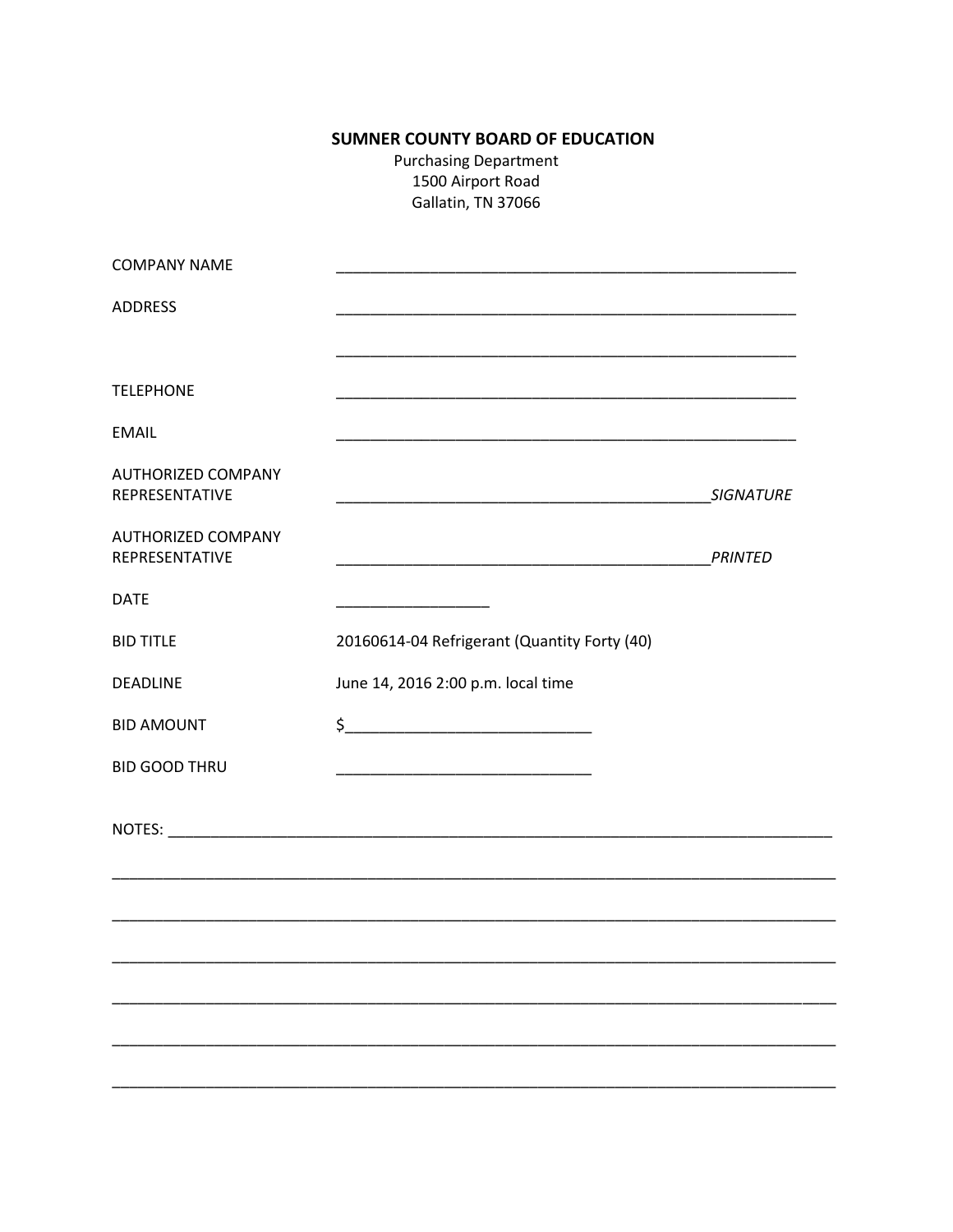**SUMNER COUNTY BOARD OF EDUCATION**

Purchasing Department
1500 Airport Road
Gallatin, TN 37066

COMPANY NAME ________________________________________________________

ADDRESS ________________________________________________________

________________________________________________________

TELEPHONE ________________________________________________________

EMAIL ________________________________________________________

AUTHORIZED COMPANY REPRESENTATIVE ____________________________________________*SIGNATURE*

AUTHORIZED COMPANY REPRESENTATIVE ____________________________________________*PRINTED*

DATE __________________

BID TITLE 20160614-04 Refrigerant (Quantity Forty (40)

DEADLINE June 14, 2016 2:00 p.m. local time

BID AMOUNT $____________________________

BID GOOD THRU ______________________________

NOTES: ______________________________________________________________________________

______________________________________________________________________________________

______________________________________________________________________________________

______________________________________________________________________________________

______________________________________________________________________________________

______________________________________________________________________________________

______________________________________________________________________________________